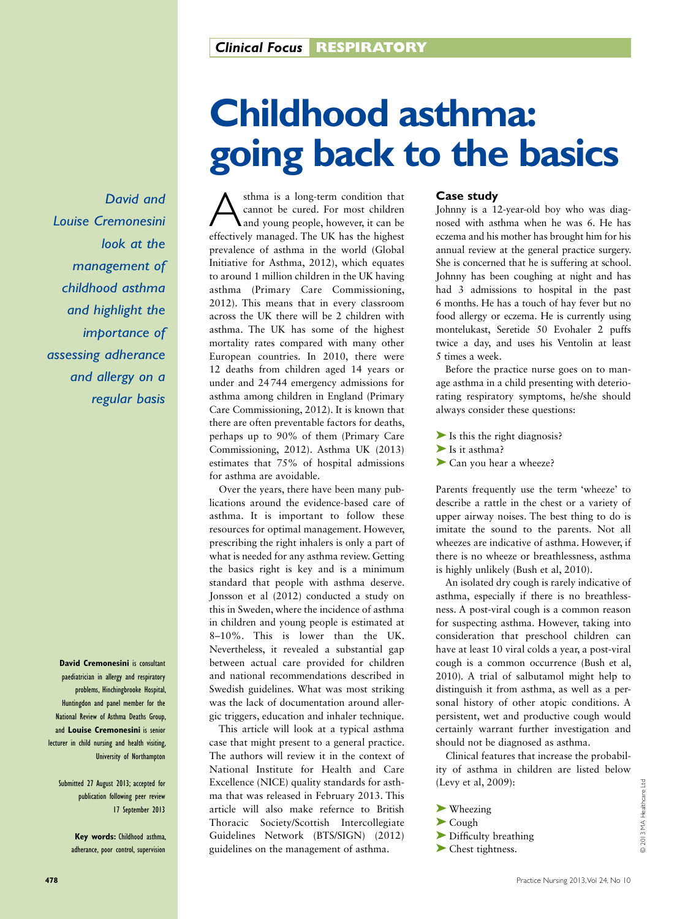Clinical Focus **RESPIRATORY**

# Childhood asthma: going back to the basics

*David and Louise Cremonesini look at the management of childhood asthma and highlight the importance of assessing adherance and allergy on a regular basis*

Asthma is a long-term condition that cannot be cured. For most children and young people, however, it can be effectively managed. The UK has the highest prevalence of asthma in the world (Global Initiative for Asthma, 2012), which equates to around 1 million children in the UK having asthma (Primary Care Commissioning, 2012). This means that in every classroom across the UK there will be 2 children with asthma. The UK has some of the highest mortality rates compared with many other European countries. In 2010, there were 12 deaths from children aged 14 years or under and 24 744 emergency admissions for asthma among children in England (Primary Care Commissioning, 2012). It is known that there are often preventable factors for deaths, perhaps up to 90% of them (Primary Care Commissioning, 2012). Asthma UK (2013) estimates that 75% of hospital admissions for asthma are avoidable.

Over the years, there have been many publications around the evidence-based care of asthma. It is important to follow these resources for optimal management. However, prescribing the right inhalers is only a part of what is needed for any asthma review. Getting the basics right is key and is a minimum standard that people with asthma deserve. Jonsson et al (2012) conducted a study on this in Sweden, where the incidence of asthma in children and young people is estimated at 8–10%. This is lower than the UK. Nevertheless, it revealed a substantial gap between actual care provided for children and national recommendations described in Swedish guidelines. What was most striking was the lack of documentation around allergic triggers, education and inhaler technique.

This article will look at a typical asthma case that might present to a general practice. The authors will review it in the context of National Institute for Health and Care Excellence (NICE) quality standards for asthma that was released in February 2013. This article will also make refernce to British Thoracic Society/Scottish Intercollegiate Guidelines Network (BTS/SIGN) (2012) guidelines on the management of asthma.

### Case study

Johnny is a 12-year-old boy who was diagnosed with asthma when he was 6. He has eczema and his mother has brought him for his annual review at the general practice surgery. She is concerned that he is suffering at school. Johnny has been coughing at night and has had 3 admissions to hospital in the past 6 months. He has a touch of hay fever but no food allergy or eczema. He is currently using montelukast, Seretide 50 Evohaler 2 puffs twice a day, and uses his Ventolin at least 5 times a week.

Before the practice nurse goes on to manage asthma in a child presenting with deteriorating respiratory symptoms, he/she should always consider these questions:

- Is this the right diagnosis?
- Is it asthma?
- Can you hear a wheeze?

Parents frequently use the term 'wheeze' to describe a rattle in the chest or a variety of upper airway noises. The best thing to do is imitate the sound to the parents. Not all wheezes are indicative of asthma. However, if there is no wheeze or breathlessness, asthma is highly unlikely (Bush et al, 2010).

An isolated dry cough is rarely indicative of asthma, especially if there is no breathlessness. A post-viral cough is a common reason for suspecting asthma. However, taking into consideration that preschool children can have at least 10 viral colds a year, a post-viral cough is a common occurrence (Bush et al, 2010). A trial of salbutamol might help to distinguish it from asthma, as well as a personal history of other atopic conditions. A persistent, wet and productive cough would certainly warrant further investigation and should not be diagnosed as asthma.

Clinical features that increase the probability of asthma in children are listed below (Levy et al, 2009):

- Wheezing
- Cough
- Difficulty breathing
- Chest tightness.

**David Cremonesini** is consultant paediatrician in allergy and respiratory problems, Hinchingbrooke Hospital, Huntingdon and panel member for the National Review of Asthma Deaths Group, and **Louise Cremonesini** is senior lecturer in child nursing and health visiting, University of Northampton

Submitted 27 August 2013; accepted for publication following peer review 17 September 2013

**Key words:** Childhood asthma, adherance, poor control, supervision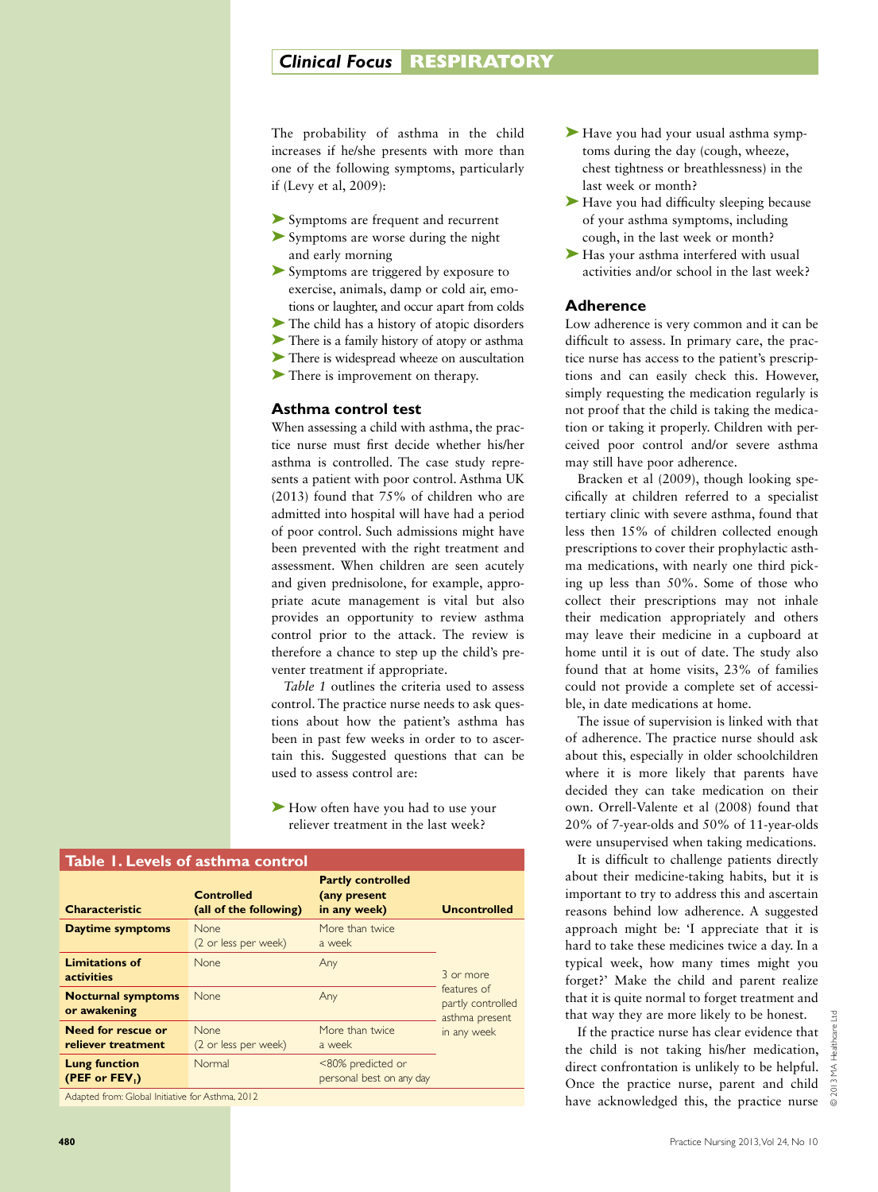The probability of asthma in the child increases if he/she presents with more than one of the following symptoms, particularly if (Levy et al, 2009):

- Symptoms are frequent and recurrent
- Symptoms are worse during the night and early morning
- Symptoms are triggered by exposure to exercise, animals, damp or cold air, emotions or laughter, and occur apart from colds
- The child has a history of atopic disorders
- There is a family history of atopy or asthma
- There is widespread wheeze on auscultation
- There is improvement on therapy.

### Asthma control test

When assessing a child with asthma, the practice nurse must first decide whether his/her asthma is controlled. The case study represents a patient with poor control. Asthma UK (2013) found that 75% of children who are admitted into hospital will have had a period of poor control. Such admissions might have been prevented with the right treatment and assessment. When children are seen acutely and given prednisolone, for example, appropriate acute management is vital but also provides an opportunity to review asthma control prior to the attack. The review is therefore a chance to step up the child's preventer treatment if appropriate.

*Table 1* outlines the criteria used to assess control. The practice nurse needs to ask questions about how the patient's asthma has been in past few weeks in order to to ascertain this. Suggested questions that can be used to assess control are:

- How often have you had to use your reliever treatment in the last week?
- Have you had your usual asthma symptoms during the day (cough, wheeze, chest tightness or breathlessness) in the last week or month?
- Have you had difficulty sleeping because of your asthma symptoms, including cough, in the last week or month?
- Has your asthma interfered with usual activities and/or school in the last week?

**Table 1. Levels of asthma control**

| Characteristic | Controlled (all of the following) | Partly controlled (any present in any week) | Uncontrolled |
|---|---|---|---|
| **Daytime symptoms** | None (2 or less per week) | More than twice a week | 3 or more features of partly controlled asthma present in any week |
| **Limitations of activities** | None | Any | |
| **Nocturnal symptoms or awakening** | None | Any | |
| **Need for rescue or reliever treatment** | None (2 or less per week) | More than twice a week | |
| **Lung function (PEF or $FEV_1$)** | Normal | <80% predicted or personal best on any day | |

Adapted from: Global Initiative for Asthma, 2012

### Adherence

Low adherence is very common and it can be difficult to assess. In primary care, the practice nurse has access to the patient's prescriptions and can easily check this. However, simply requesting the medication regularly is not proof that the child is taking the medication or taking it properly. Children with perceived poor control and/or severe asthma may still have poor adherence.

Bracken et al (2009), though looking specifically at children referred to a specialist tertiary clinic with severe asthma, found that less then 15% of children collected enough prescriptions to cover their prophylactic asthma medications, with nearly one third picking up less than 50%. Some of those who collect their prescriptions may not inhale their medication appropriately and others may leave their medicine in a cupboard at home until it is out of date. The study also found that at home visits, 23% of families could not provide a complete set of accessible, in date medications at home.

The issue of supervision is linked with that of adherence. The practice nurse should ask about this, especially in older schoolchildren where it is more likely that parents have decided they can take medication on their own. Orrell-Valente et al (2008) found that 20% of 7-year-olds and 50% of 11-year-olds were unsupervised when taking medications.

It is difficult to challenge patients directly about their medicine-taking habits, but it is important to try to address this and ascertain reasons behind low adherence. A suggested approach might be: 'I appreciate that it is hard to take these medicines twice a day. In a typical week, how many times might you forget?' Make the child and parent realize that it is quite normal to forget treatment and that way they are more likely to be honest.

If the practice nurse has clear evidence that the child is not taking his/her medication, direct confrontation is unlikely to be helpful. Once the practice nurse, parent and child have acknowledged this, the practice nurse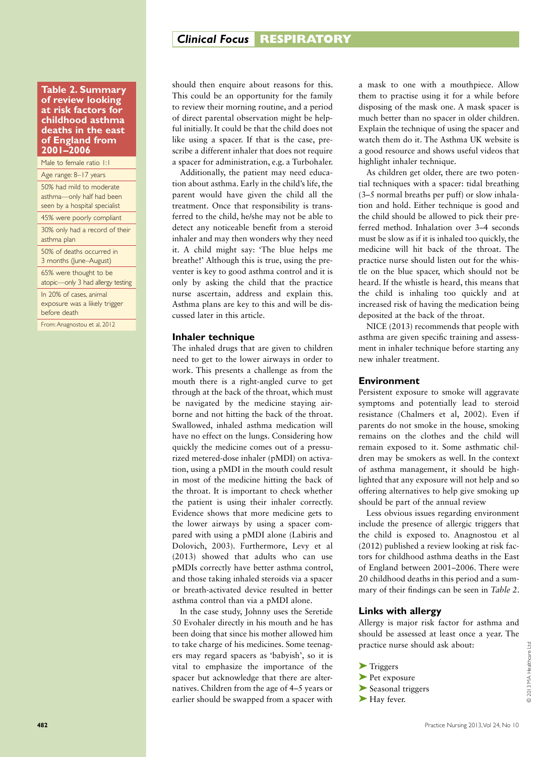**Table 2. Summary of review looking at risk factors for childhood asthma deaths in the east of England from 2001–2006**

| |
|---|
| Male to female ratio 1:1 |
| Age range: 8–17 years |
| 50% had mild to moderate asthma—only half had been seen by a hospital specialist |
| 45% were poorly compliant |
| 30% only had a record of their asthma plan |
| 50% of deaths occurred in 3 months (June–August) |
| 65% were thought to be atopic—only 3 had allergy testing |
| In 20% of cases, animal exposure was a likely trigger before death |

From: Anagnostou et al, 2012

should then enquire about reasons for this. This could be an opportunity for the family to review their morning routine, and a period of direct parental observation might be helpful initially. It could be that the child does not like using a spacer. If that is the case, prescribe a different inhaler that does not require a spacer for administration, e.g. a Turbohaler.

Additionally, the patient may need education about asthma. Early in the child's life, the parent would have given the child all the treatment. Once that responsibility is transferred to the child, he/she may not be able to detect any noticeable benefit from a steroid inhaler and may then wonders why they need it. A child might say: 'The blue helps me breathe!' Although this is true, using the preventer is key to good asthma control and it is only by asking the child that the practice nurse ascertain, address and explain this. Asthma plans are key to this and will be discussed later in this article.

## Inhaler technique

The inhaled drugs that are given to children need to get to the lower airways in order to work. This presents a challenge as from the mouth there is a right-angled curve to get through at the back of the throat, which must be navigated by the medicine staying airborne and not hitting the back of the throat. Swallowed, inhaled asthma medication will have no effect on the lungs. Considering how quickly the medicine comes out of a pressurized metered-dose inhaler (pMDI) on activation, using a pMDI in the mouth could result in most of the medicine hitting the back of the throat. It is important to check whether the patient is using their inhaler correctly. Evidence shows that more medicine gets to the lower airways by using a spacer compared with using a pMDI alone (Labiris and Dolovich, 2003). Furthermore, Levy et al (2013) showed that adults who can use pMDIs correctly have better asthma control, and those taking inhaled steroids via a spacer or breath-activated device resulted in better asthma control than via a pMDI alone.

In the case study, Johnny uses the Seretide 50 Evohaler directly in his mouth and he has been doing that since his mother allowed him to take charge of his medicines. Some teenagers may regard spacers as 'babyish', so it is vital to emphasize the importance of the spacer but acknowledge that there are alternatives. Children from the age of 4–5 years or earlier should be swapped from a spacer with a mask to one with a mouthpiece. Allow them to practise using it for a while before disposing of the mask one. A mask spacer is much better than no spacer in older children. Explain the technique of using the spacer and watch them do it. The Asthma UK website is a good resource and shows useful videos that highlight inhaler technique.

As children get older, there are two potential techniques with a spacer: tidal breathing (3–5 normal breaths per puff) or slow inhalation and hold. Either technique is good and the child should be allowed to pick their preferred method. Inhalation over 3–4 seconds must be slow as if it is inhaled too quickly, the medicine will hit back of the throat. The practice nurse should listen out for the whistle on the blue spacer, which should not be heard. If the whistle is heard, this means that the child is inhaling too quickly and at increased risk of having the medication being deposited at the back of the throat.

NICE (2013) recommends that people with asthma are given specific training and assessment in inhaler technique before starting any new inhaler treatment.

## Environment

Persistent exposure to smoke will aggravate symptoms and potentially lead to steroid resistance (Chalmers et al, 2002). Even if parents do not smoke in the house, smoking remains on the clothes and the child will remain exposed to it. Some asthmatic children may be smokers as well. In the context of asthma management, it should be highlighted that any exposure will not help and so offering alternatives to help give smoking up should be part of the annual review

Less obvious issues regarding environment include the presence of allergic triggers that the child is exposed to. Anagnostou et al (2012) published a review looking at risk factors for childhood asthma deaths in the East of England between 2001–2006. There were 20 childhood deaths in this period and a summary of their findings can be seen in *Table 2*.

## Links with allergy

Allergy is major risk factor for asthma and should be assessed at least once a year. The practice nurse should ask about:

- Triggers
- Pet exposure
- Seasonal triggers
- Hay fever.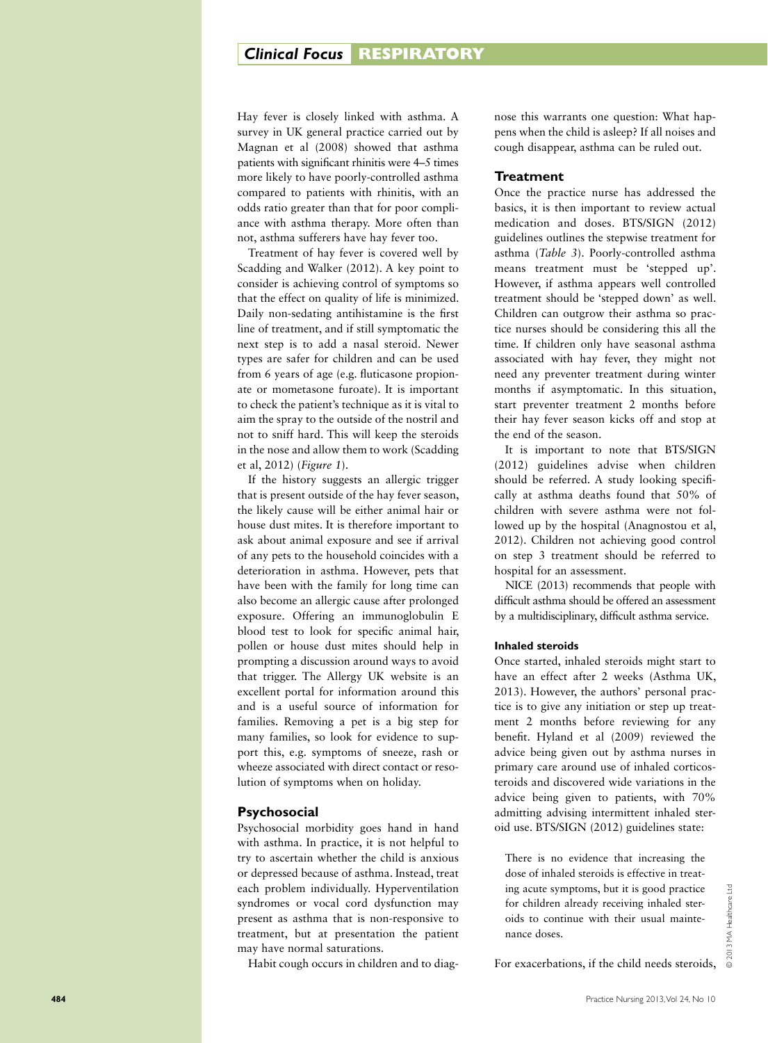Hay fever is closely linked with asthma. A survey in UK general practice carried out by Magnan et al (2008) showed that asthma patients with significant rhinitis were 4–5 times more likely to have poorly-controlled asthma compared to patients with rhinitis, with an odds ratio greater than that for poor compliance with asthma therapy. More often than not, asthma sufferers have hay fever too.

Treatment of hay fever is covered well by Scadding and Walker (2012). A key point to consider is achieving control of symptoms so that the effect on quality of life is minimized. Daily non-sedating antihistamine is the first line of treatment, and if still symptomatic the next step is to add a nasal steroid. Newer types are safer for children and can be used from 6 years of age (e.g. fluticasone propionate or mometasone furoate). It is important to check the patient's technique as it is vital to aim the spray to the outside of the nostril and not to sniff hard. This will keep the steroids in the nose and allow them to work (Scadding et al, 2012) (*Figure 1*).

If the history suggests an allergic trigger that is present outside of the hay fever season, the likely cause will be either animal hair or house dust mites. It is therefore important to ask about animal exposure and see if arrival of any pets to the household coincides with a deterioration in asthma. However, pets that have been with the family for long time can also become an allergic cause after prolonged exposure. Offering an immunoglobulin E blood test to look for specific animal hair, pollen or house dust mites should help in prompting a discussion around ways to avoid that trigger. The Allergy UK website is an excellent portal for information around this and is a useful source of information for families. Removing a pet is a big step for many families, so look for evidence to support this, e.g. symptoms of sneeze, rash or wheeze associated with direct contact or resolution of symptoms when on holiday.

## Psychosocial

Psychosocial morbidity goes hand in hand with asthma. In practice, it is not helpful to try to ascertain whether the child is anxious or depressed because of asthma. Instead, treat each problem individually. Hyperventilation syndromes or vocal cord dysfunction may present as asthma that is non-responsive to treatment, but at presentation the patient may have normal saturations.

Habit cough occurs in children and to diagnose this warrants one question: What happens when the child is asleep? If all noises and cough disappear, asthma can be ruled out.

## Treatment

Once the practice nurse has addressed the basics, it is then important to review actual medication and doses. BTS/SIGN (2012) guidelines outlines the stepwise treatment for asthma (*Table 3*). Poorly-controlled asthma means treatment must be 'stepped up'. However, if asthma appears well controlled treatment should be 'stepped down' as well. Children can outgrow their asthma so practice nurses should be considering this all the time. If children only have seasonal asthma associated with hay fever, they might not need any preventer treatment during winter months if asymptomatic. In this situation, start preventer treatment 2 months before their hay fever season kicks off and stop at the end of the season.

It is important to note that BTS/SIGN (2012) guidelines advise when children should be referred. A study looking specifically at asthma deaths found that 50% of children with severe asthma were not followed up by the hospital (Anagnostou et al, 2012). Children not achieving good control on step 3 treatment should be referred to hospital for an assessment.

NICE (2013) recommends that people with difficult asthma should be offered an assessment by a multidisciplinary, difficult asthma service.

### Inhaled steroids

Once started, inhaled steroids might start to have an effect after 2 weeks (Asthma UK, 2013). However, the authors' personal practice is to give any initiation or step up treatment 2 months before reviewing for any benefit. Hyland et al (2009) reviewed the advice being given out by asthma nurses in primary care around use of inhaled corticosteroids and discovered wide variations in the advice being given to patients, with 70% admitting advising intermittent inhaled steroid use. BTS/SIGN (2012) guidelines state:

> There is no evidence that increasing the dose of inhaled steroids is effective in treating acute symptoms, but it is good practice for children already receiving inhaled steroids to continue with their usual maintenance doses.

For exacerbations, if the child needs steroids,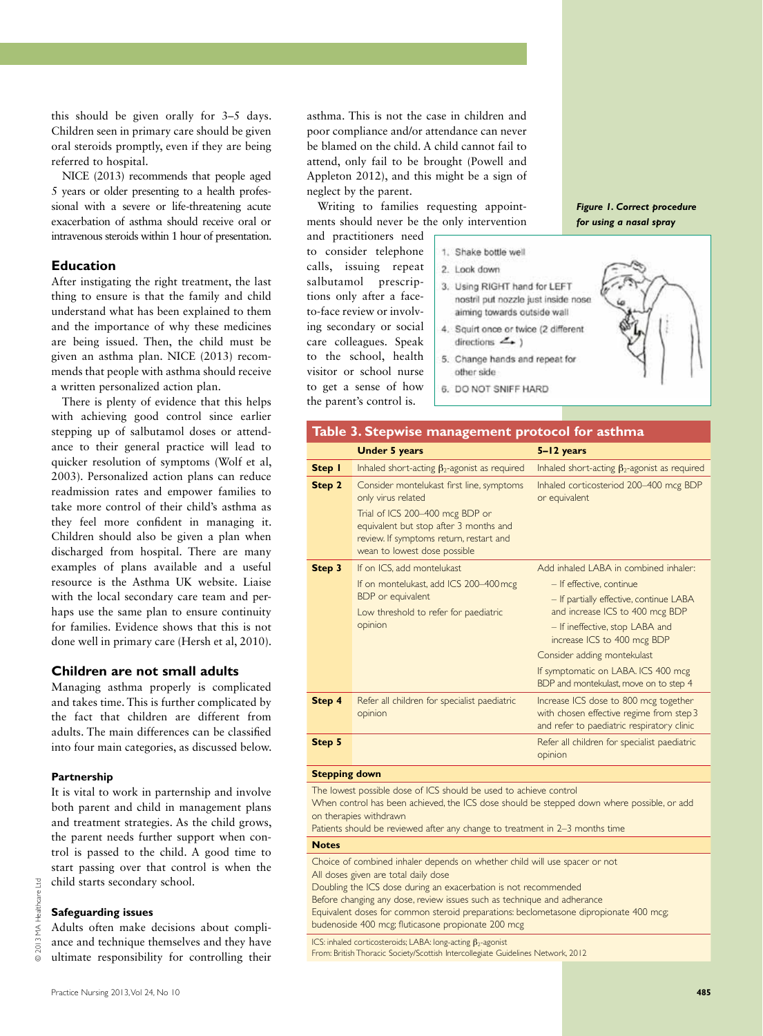this should be given orally for 3–5 days. Children seen in primary care should be given oral steroids promptly, even if they are being referred to hospital.

NICE (2013) recommends that people aged 5 years or older presenting to a health professional with a severe or life-threatening acute exacerbation of asthma should receive oral or intravenous steroids within 1 hour of presentation.

### Education

After instigating the right treatment, the last thing to ensure is that the family and child understand what has been explained to them and the importance of why these medicines are being issued. Then, the child must be given an asthma plan. NICE (2013) recommends that people with asthma should receive a written personalized action plan.

There is plenty of evidence that this helps with achieving good control since earlier stepping up of salbutamol doses or attendance to their general practice will lead to quicker resolution of symptoms (Wolf et al, 2003). Personalized action plans can reduce readmission rates and empower families to take more control of their child's asthma as they feel more confident in managing it. Children should also be given a plan when discharged from hospital. There are many examples of plans available and a useful resource is the Asthma UK website. Liaise with the local secondary care team and perhaps use the same plan to ensure continuity for families. Evidence shows that this is not done well in primary care (Hersh et al, 2010).

### Children are not small adults

Managing asthma properly is complicated and takes time. This is further complicated by the fact that children are different from adults. The main differences can be classified into four main categories, as discussed below.

#### Partnership

It is vital to work in parternship and involve both parent and child in management plans and treatment strategies. As the child grows, the parent needs further support when control is passed to the child. A good time to start passing over that control is when the child starts secondary school.

#### Safeguarding issues

Adults often make decisions about compliance and technique themselves and they have ultimate responsibility for controlling their asthma. This is not the case in children and poor compliance and/or attendance can never be blamed on the child. A child cannot fail to attend, only fail to be brought (Powell and Appleton 2012), and this might be a sign of neglect by the parent.

Writing to families requesting appointments should never be the only intervention and practitioners need to consider telephone calls, issuing repeat salbutamol prescriptions only after a face-to-face review or involving secondary or social care colleagues. Speak to the school, health visitor or school nurse to get a sense of how the parent's control is.

*Figure 1. Correct procedure for using a nasal spray*

1. Shake bottle well
2. Look down
3. Using RIGHT hand for LEFT nostril put nozzle just inside nose aiming towards outside wall
4. Squirt once or twice (2 different directions)
5. Change hands and repeat for other side
6. DO NOT SNIFF HARD

**Table 3. Stepwise management protocol for asthma**

| | Under 5 years | 5–12 years |
|---|---|---|
| **Step 1** | Inhaled short-acting $\beta_2$-agonist as required | Inhaled short-acting $\beta_2$-agonist as required |
| **Step 2** | Consider montelukast first line, symptoms only virus related<br>Trial of ICS 200–400 mcg BDP or equivalent but stop after 3 months and review. If symptoms return, restart and wean to lowest dose possible | Inhaled corticosteriod 200–400 mcg BDP or equivalent |
| **Step 3** | If on ICS, add montelukast<br>If on montelukast, add ICS 200–400 mcg BDP or equivalent<br>Low threshold to refer for paediatric opinion | Add inhaled LABA in combined inhaler:<br>– If effective, continue<br>– If partially effective, continue LABA and increase ICS to 400 mcg BDP<br>– If ineffective, stop LABA and increase ICS to 400 mcg BDP<br>Consider adding montekulast<br>If symptomatic on LABA. ICS 400 mcg BDP and montekulast, move on to step 4 |
| **Step 4** | Refer all children for specialist paediatric opinion | Increase ICS dose to 800 mcg together with chosen effective regime from step 3 and refer to paediatric respiratory clinic |
| **Step 5** | | Refer all children for specialist paediatric opinion |

**Stepping down**

The lowest possible dose of ICS should be used to achieve control
When control has been achieved, the ICS dose should be stepped down where possible, or add on therapies withdrawn
Patients should be reviewed after any change to treatment in 2–3 months time

**Notes**

Choice of combined inhaler depends on whether child will use spacer or not
All doses given are total daily dose
Doubling the ICS dose during an exacerbation is not recommended
Before changing any dose, review issues such as technique and adherance
Equivalent doses for common steroid preparations: beclometasone dipropionate 400 mcg; budenoside 400 mcg; fluticasone propionate 200 mcg

ICS: inhaled corticosteroids; LABA: long-acting $\beta_2$-agonist
From: British Thoracic Society/Scottish Intercollegiate Guidelines Network, 2012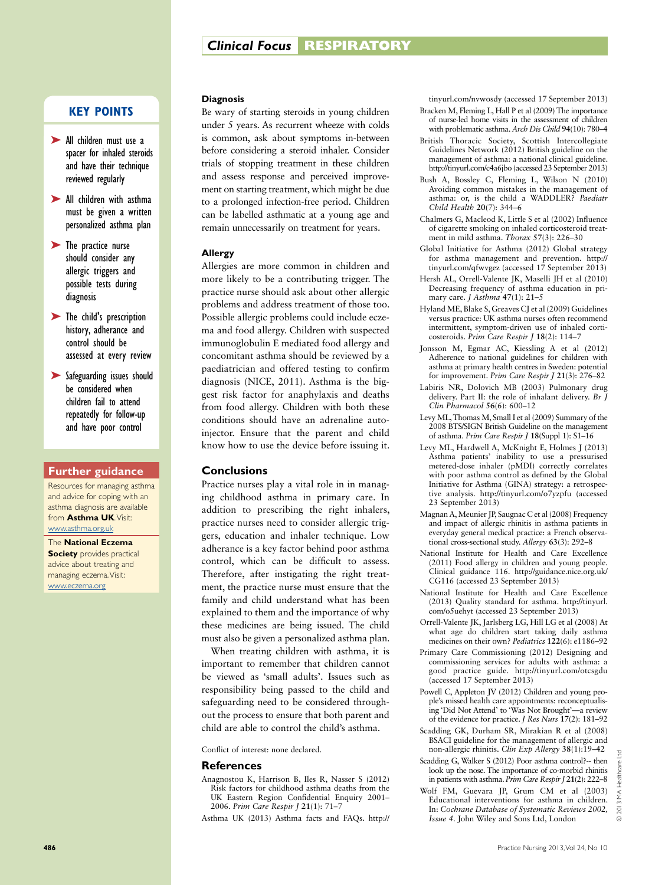## KEY POINTS

- All children must use a spacer for inhaled steroids and have their technique reviewed regularly
- All children with asthma must be given a written personalized asthma plan
- The practice nurse should consider any allergic triggers and possible tests during diagnosis
- The child's prescription history, adherance and control should be assessed at every review
- Safeguarding issues should be considered when children fail to attend repeatedly for follow-up and have poor control

## Further guidance

Resources for managing asthma and advice for coping with an asthma diagnosis are available from **Asthma UK**. Visit: www.asthma.org.uk

The **National Eczema Society** provides practical advice about treating and managing eczema. Visit: www.eczema.org

### Diagnosis

Be wary of starting steroids in young children under 5 years. As recurrent wheeze with colds is common, ask about symptoms in-between before considering a steroid inhaler. Consider trials of stopping treatment in these children and assess response and perceived improvement on starting treatment, which might be due to a prolonged infection-free period. Children can be labelled asthmatic at a young age and remain unnecessarily on treatment for years.

### Allergy

Allergies are more common in children and more likely to be a contributing trigger. The practice nurse should ask about other allergic problems and address treatment of those too. Possible allergic problems could include eczema and food allergy. Children with suspected immunoglobulin E mediated food allergy and concomitant asthma should be reviewed by a paediatrician and offered testing to confirm diagnosis (NICE, 2011). Asthma is the biggest risk factor for anaphylaxis and deaths from food allergy. Children with both these conditions should have an adrenaline autoinjector. Ensure that the parent and child know how to use the device before issuing it.

### Conclusions

Practice nurses play a vital role in in managing childhood asthma in primary care. In addition to prescribing the right inhalers, practice nurses need to consider allergic triggers, education and inhaler technique. Low adherance is a key factor behind poor asthma control, which can be difficult to assess. Therefore, after instigating the right treatment, the practice nurse must ensure that the family and child understand what has been explained to them and the importance of why these medicines are being issued. The child must also be given a personalized asthma plan.

When treating children with asthma, it is important to remember that children cannot be viewed as 'small adults'. Issues such as responsibility being passed to the child and safeguarding need to be considered throughout the process to ensure that both parent and child are able to control the child's asthma.

Conflict of interest: none declared.

### References

Anagnostou K, Harrison B, Iles R, Nasser S (2012) Risk factors for childhood asthma deaths from the UK Eastern Region Confidential Enquiry 2001–2006. *Prim Care Respir J* **21**(1): 71–7

Asthma UK (2013) Asthma facts and FAQs. http://tinyurl.com/nvwosdy (accessed 17 September 2013)

Bracken M, Fleming L, Hall P et al (2009) The importance of nurse-led home visits in the assessment of children with problematic asthma. *Arch Dis Child* **94**(10): 780–4

British Thoracic Society, Scottish Intercollegiate Guidelines Network (2012) British guideline on the management of asthma: a national clinical guideline. http://tinyurl.com/c4a6jbo (accessed 23 September 2013)

Bush A, Bossley C, Fleming L, Wilson N (2010) Avoiding common mistakes in the management of asthma: or, is the child a WADDLER? *Paediatr Child Health* **20**(7): 344–6

Chalmers G, Macleod K, Little S et al (2002) Influence of cigarette smoking on inhaled corticosteroid treatment in mild asthma. *Thorax* **57**(3): 226–30

Global Initiative for Asthma (2012) Global strategy for asthma management and prevention. http://tinyurl.com/qfwvgez (accessed 17 September 2013)

Hersh AL, Orrell-Valente JK, Maselli JH et al (2010) Decreasing frequency of asthma education in primary care. *J Asthma* **47**(1): 21–5

Hyland ME, Blake S, Greaves CJ et al (2009) Guidelines versus practice: UK asthma nurses often recommend intermittent, symptom-driven use of inhaled corticosteroids. *Prim Care Respir J* **18**(2): 114–7

Jonsson M, Egmar AC, Kiessling A et al (2012) Adherence to national guidelines for children with asthma at primary health centres in Sweden: potential for improvement. *Prim Care Respir J* **21**(3): 276–82

Labiris NR, Dolovich MB (2003) Pulmonary drug delivery. Part II: the role of inhalant delivery. *Br J Clin Pharmacol* **56**(6): 600–12

Levy ML, Thomas M, Small I et al (2009) Summary of the 2008 BTS/SIGN British Guideline on the management of asthma. *Prim Care Respir J* **18**(Suppl 1): S1–16

Levy ML, Hardwell A, McKnight E, Holmes J (2013) Asthma patients' inability to use a pressurised metered-dose inhaler (pMDI) correctly correlates with poor asthma control as defined by the Global Initiative for Asthma (GINA) strategy: a retrospective analysis. http://tinyurl.com/o7yzpfu (accessed 23 September 2013)

Magnan A, Meunier JP, Saugnac C et al (2008) Frequency and impact of allergic rhinitis in asthma patients in everyday general medical practice: a French observational cross-sectional study. *Allergy* **63**(3): 292–8

National Institute for Health and Care Excellence (2011) Food allergy in children and young people. Clinical guidance 116. http://guidance.nice.org.uk/CG116 (accessed 23 September 2013)

National Institute for Health and Care Excellence (2013) Quality standard for asthma. http://tinyurl.com/o5uehyt (accessed 23 September 2013)

Orrell-Valente JK, Jarlsberg LG, Hill LG et al (2008) At what age do children start taking daily asthma medicines on their own? *Pediatrics* **122**(6): e1186–92

Primary Care Commissioning (2012) Designing and commissioning services for adults with asthma: a good practice guide. http://tinyurl.com/otcsgdu (accessed 17 September 2013)

Powell C, Appleton JV (2012) Children and young people's missed health care appointments: reconceptualising 'Did Not Attend' to 'Was Not Brought'—a review of the evidence for practice. *J Res Nurs* **17**(2): 181–92

Scadding GK, Durham SR, Mirakian R et al (2008) BSACI guideline for the management of allergic and non-allergic rhinitis. *Clin Exp Allergy* **38**(1):19–42

Scadding G, Walker S (2012) Poor asthma control?-- then look up the nose. The importance of co-morbid rhinitis in patients with asthma. *Prim Care Respir J* **21**(2): 222–8

Wolf FM, Guevara JP, Grum CM et al (2003) Educational interventions for asthma in children. In: *Cochrane Database of Systematic Reviews 2002, Issue 4*. John Wiley and Sons Ltd, London